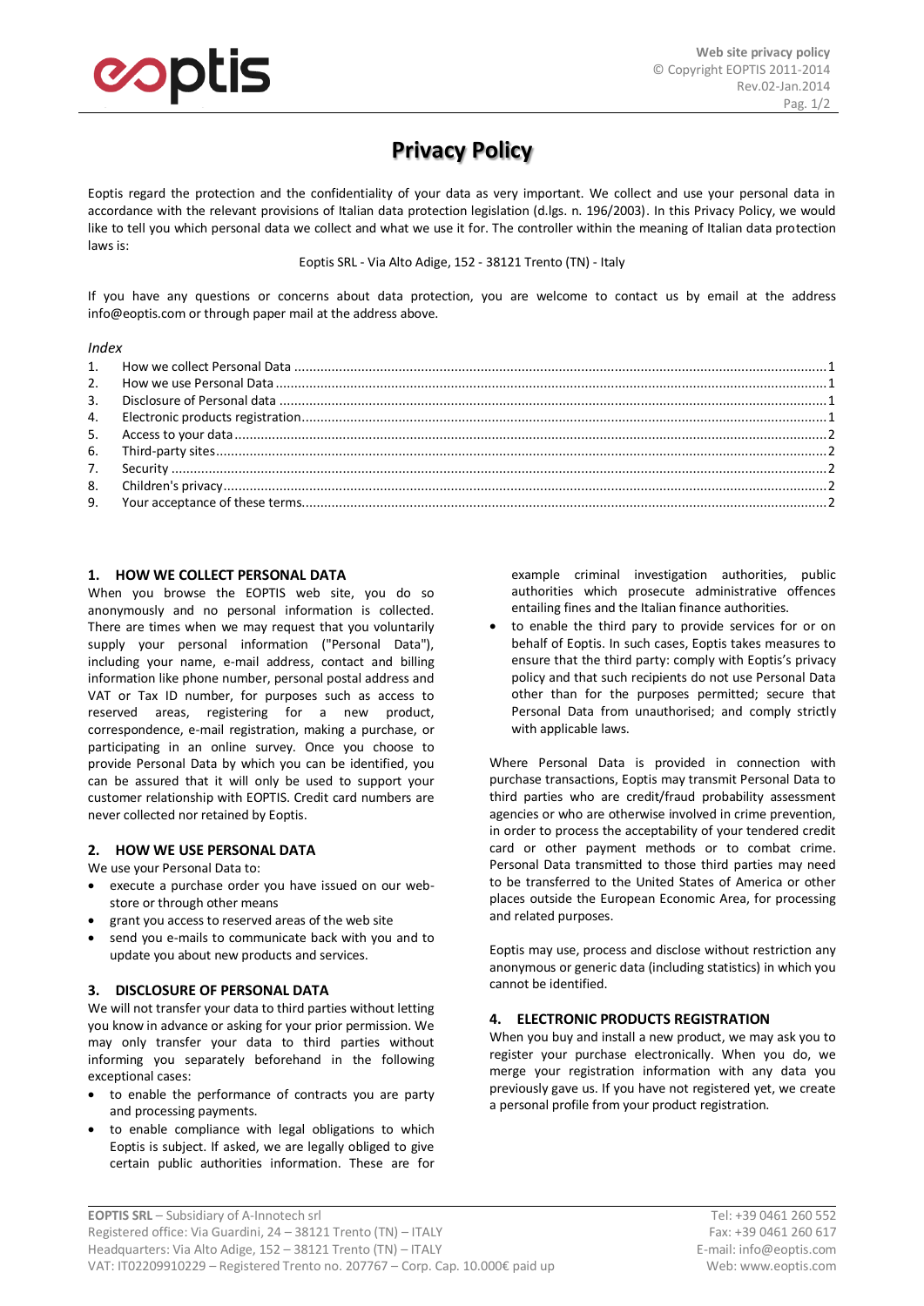# Privacy Policy

Eoptis regard the protection and the confidentiality of your data as very important. We collect and use your personal data in accordance with the relevant provisions of Italian data protection legislation (d.lgs. n. 196/2003). In this Privacy Policy, we would like to tell you which personal data we collect and what we use it for. The controller within the meaning of Italian data protection laws is:

Eoptis SRL - Via Alto Adige, 152 - 38121 Trento (TN) - Italy

If you have any questions or concerns about data protection, you are welcome to contact us by email at the address info@eoptis.com or through paper mail at the address above.

*Index*

1. How we collect Personal Data ........ 1
2. How we use Personal Data ........ 1
3. Disclosure of Personal data ........ 1
4. Electronic products registration ........ 1
5. Access to your data ........ 2
6. Third-party sites ........ 2
7. Security ........ 2
8. Children's privacy ........ 2
9. Your acceptance of these terms ........ 2

## 1. HOW WE COLLECT PERSONAL DATA

When you browse the EOPTIS web site, you do so anonymously and no personal information is collected. There are times when we may request that you voluntarily supply your personal information ("Personal Data"), including your name, e-mail address, contact and billing information like phone number, personal postal address and VAT or Tax ID number, for purposes such as access to reserved areas, registering for a new product, correspondence, e-mail registration, making a purchase, or participating in an online survey. Once you choose to provide Personal Data by which you can be identified, you can be assured that it will only be used to support your customer relationship with EOPTIS. Credit card numbers are never collected nor retained by Eoptis.

## 2. HOW WE USE PERSONAL DATA

We use your Personal Data to:

- execute a purchase order you have issued on our web-store or through other means
- grant you access to reserved areas of the web site
- send you e-mails to communicate back with you and to update you about new products and services.

## 3. DISCLOSURE OF PERSONAL DATA

We will not transfer your data to third parties without letting you know in advance or asking for your prior permission. We may only transfer your data to third parties without informing you separately beforehand in the following exceptional cases:

- to enable the performance of contracts you are party and processing payments.
- to enable compliance with legal obligations to which Eoptis is subject. If asked, we are legally obliged to give certain public authorities information. These are for example criminal investigation authorities, public authorities which prosecute administrative offences entailing fines and the Italian finance authorities.
- to enable the third pary to provide services for or on behalf of Eoptis. In such cases, Eoptis takes measures to ensure that the third party: comply with Eoptis's privacy policy and that such recipients do not use Personal Data other than for the purposes permitted; secure that Personal Data from unauthorised; and comply strictly with applicable laws.

Where Personal Data is provided in connection with purchase transactions, Eoptis may transmit Personal Data to third parties who are credit/fraud probability assessment agencies or who are otherwise involved in crime prevention, in order to process the acceptability of your tendered credit card or other payment methods or to combat crime. Personal Data transmitted to those third parties may need to be transferred to the United States of America or other places outside the European Economic Area, for processing and related purposes.

Eoptis may use, process and disclose without restriction any anonymous or generic data (including statistics) in which you cannot be identified.

## 4. ELECTRONIC PRODUCTS REGISTRATION

When you buy and install a new product, we may ask you to register your purchase electronically. When you do, we merge your registration information with any data you previously gave us. If you have not registered yet, we create a personal profile from your product registration.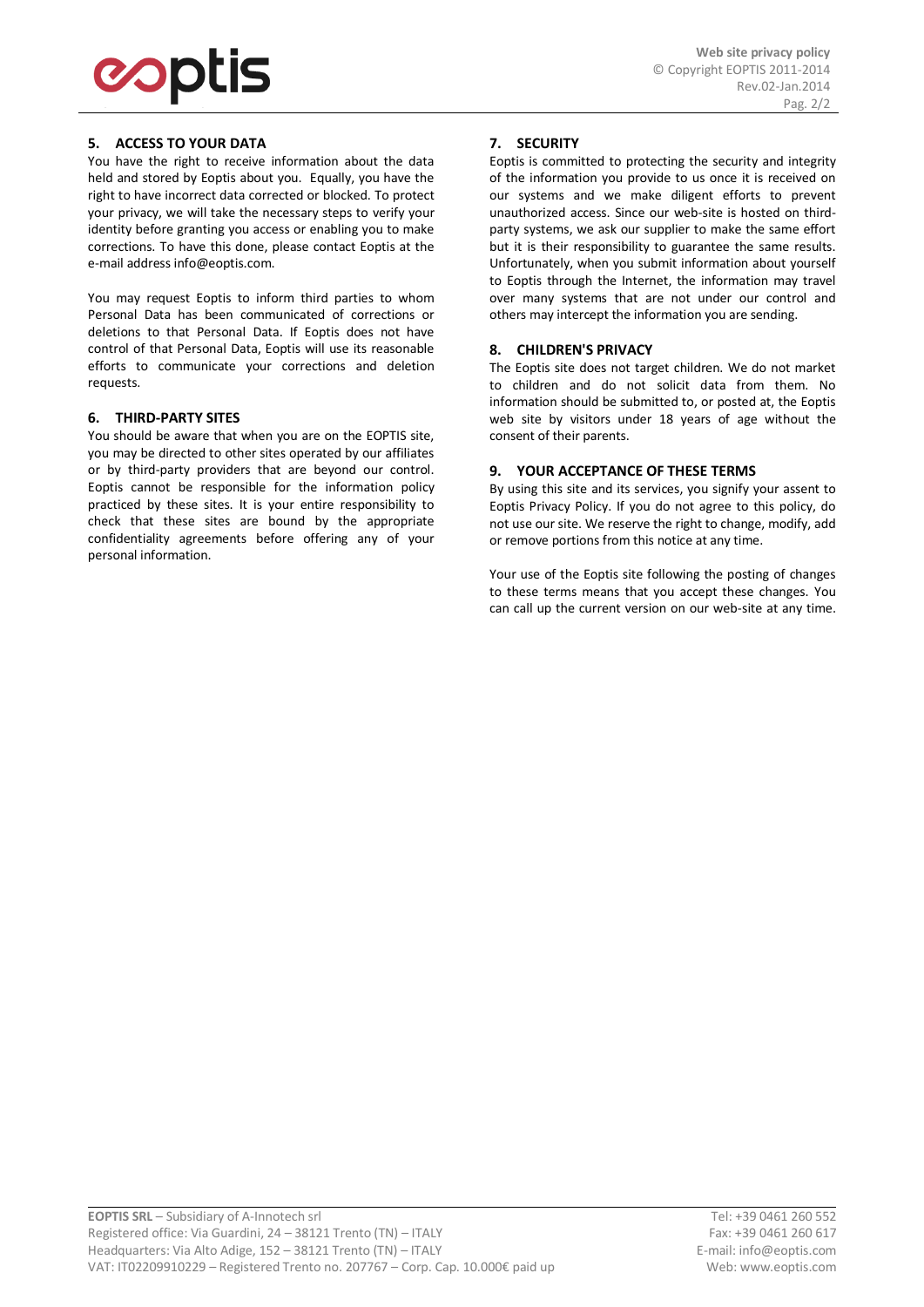## 5. ACCESS TO YOUR DATA

You have the right to receive information about the data held and stored by Eoptis about you. Equally, you have the right to have incorrect data corrected or blocked. To protect your privacy, we will take the necessary steps to verify your identity before granting you access or enabling you to make corrections. To have this done, please contact Eoptis at the e-mail address info@eoptis.com.

You may request Eoptis to inform third parties to whom Personal Data has been communicated of corrections or deletions to that Personal Data. If Eoptis does not have control of that Personal Data, Eoptis will use its reasonable efforts to communicate your corrections and deletion requests.

## 6. THIRD-PARTY SITES

You should be aware that when you are on the EOPTIS site, you may be directed to other sites operated by our affiliates or by third-party providers that are beyond our control. Eoptis cannot be responsible for the information policy practiced by these sites. It is your entire responsibility to check that these sites are bound by the appropriate confidentiality agreements before offering any of your personal information.

## 7. SECURITY

Eoptis is committed to protecting the security and integrity of the information you provide to us once it is received on our systems and we make diligent efforts to prevent unauthorized access. Since our web-site is hosted on third-party systems, we ask our supplier to make the same effort but it is their responsibility to guarantee the same results. Unfortunately, when you submit information about yourself to Eoptis through the Internet, the information may travel over many systems that are not under our control and others may intercept the information you are sending.

## 8. CHILDREN'S PRIVACY

The Eoptis site does not target children. We do not market to children and do not solicit data from them. No information should be submitted to, or posted at, the Eoptis web site by visitors under 18 years of age without the consent of their parents.

## 9. YOUR ACCEPTANCE OF THESE TERMS

By using this site and its services, you signify your assent to Eoptis Privacy Policy. If you do not agree to this policy, do not use our site. We reserve the right to change, modify, add or remove portions from this notice at any time.

Your use of the Eoptis site following the posting of changes to these terms means that you accept these changes. You can call up the current version on our web-site at any time.